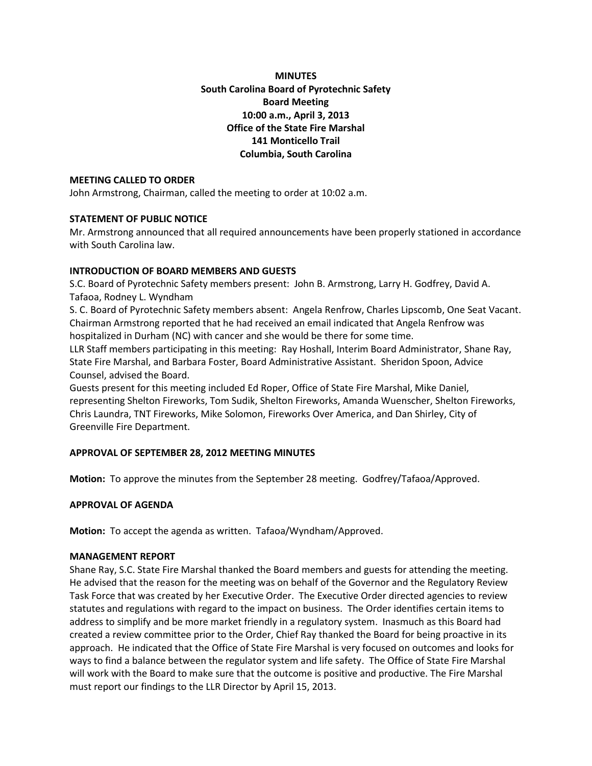**MINUTES**
**South Carolina Board of Pyrotechnic Safety**
**Board Meeting**
**10:00 a.m., April 3, 2013**
**Office of the State Fire Marshal**
**141 Monticello Trail**
**Columbia, South Carolina**

**MEETING CALLED TO ORDER**

John Armstrong, Chairman, called the meeting to order at 10:02 a.m.

**STATEMENT OF PUBLIC NOTICE**

Mr. Armstrong announced that all required announcements have been properly stationed in accordance with South Carolina law.

**INTRODUCTION OF BOARD MEMBERS AND GUESTS**

S.C. Board of Pyrotechnic Safety members present: John B. Armstrong, Larry H. Godfrey, David A. Tafaoa, Rodney L. Wyndham

S. C. Board of Pyrotechnic Safety members absent: Angela Renfrow, Charles Lipscomb, One Seat Vacant. Chairman Armstrong reported that he had received an email indicated that Angela Renfrow was hospitalized in Durham (NC) with cancer and she would be there for some time.

LLR Staff members participating in this meeting: Ray Hoshall, Interim Board Administrator, Shane Ray, State Fire Marshal, and Barbara Foster, Board Administrative Assistant. Sheridon Spoon, Advice Counsel, advised the Board.

Guests present for this meeting included Ed Roper, Office of State Fire Marshal, Mike Daniel, representing Shelton Fireworks, Tom Sudik, Shelton Fireworks, Amanda Wuenscher, Shelton Fireworks, Chris Laundra, TNT Fireworks, Mike Solomon, Fireworks Over America, and Dan Shirley, City of Greenville Fire Department.

**APPROVAL OF SEPTEMBER 28, 2012 MEETING MINUTES**

**Motion:** To approve the minutes from the September 28 meeting. Godfrey/Tafaoa/Approved.

**APPROVAL OF AGENDA**

**Motion:** To accept the agenda as written. Tafaoa/Wyndham/Approved.

**MANAGEMENT REPORT**

Shane Ray, S.C. State Fire Marshal thanked the Board members and guests for attending the meeting. He advised that the reason for the meeting was on behalf of the Governor and the Regulatory Review Task Force that was created by her Executive Order. The Executive Order directed agencies to review statutes and regulations with regard to the impact on business. The Order identifies certain items to address to simplify and be more market friendly in a regulatory system. Inasmuch as this Board had created a review committee prior to the Order, Chief Ray thanked the Board for being proactive in its approach. He indicated that the Office of State Fire Marshal is very focused on outcomes and looks for ways to find a balance between the regulator system and life safety. The Office of State Fire Marshal will work with the Board to make sure that the outcome is positive and productive. The Fire Marshal must report our findings to the LLR Director by April 15, 2013.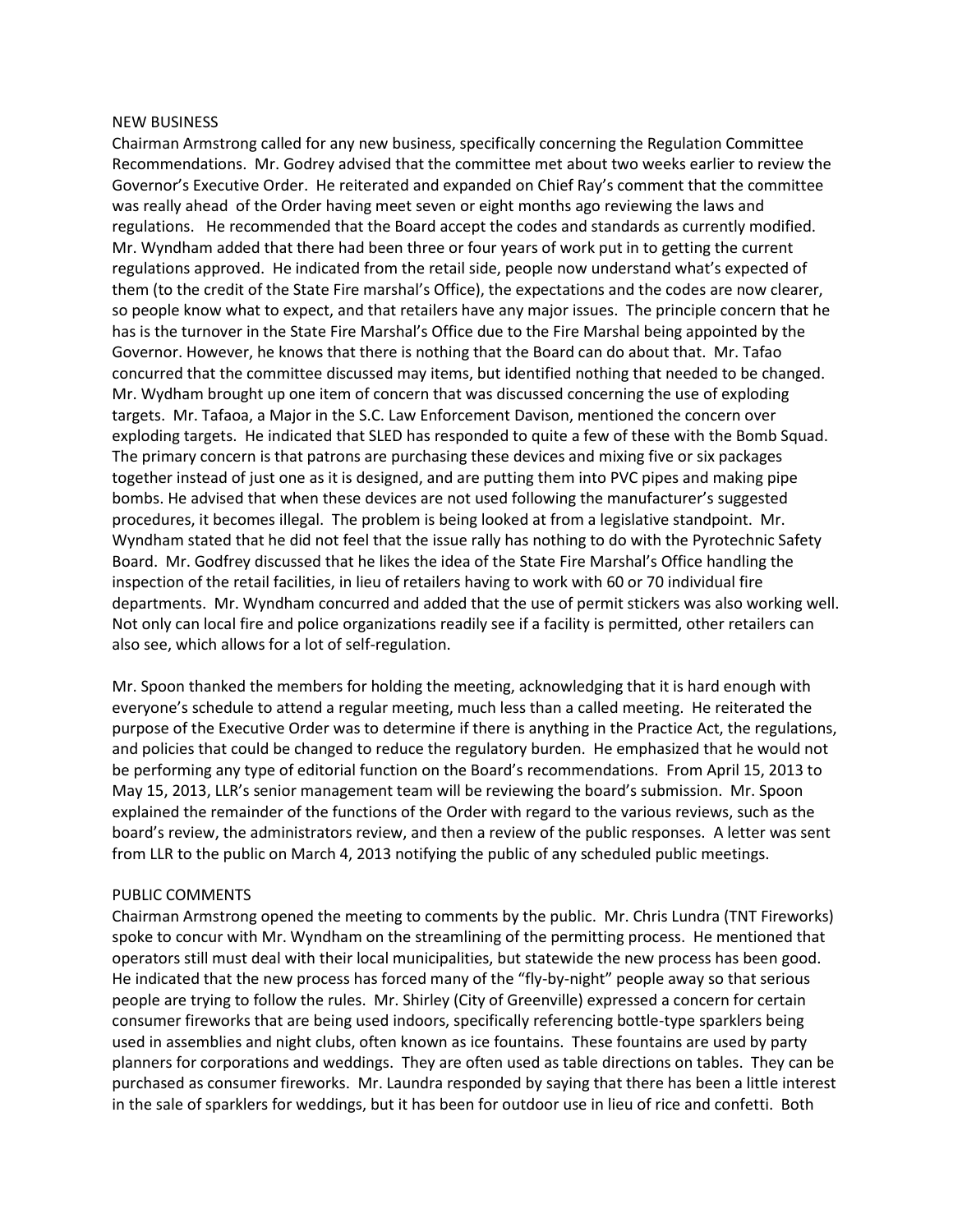NEW BUSINESS

Chairman Armstrong called for any new business, specifically concerning the Regulation Committee Recommendations. Mr. Godrey advised that the committee met about two weeks earlier to review the Governor's Executive Order. He reiterated and expanded on Chief Ray's comment that the committee was really ahead of the Order having meet seven or eight months ago reviewing the laws and regulations. He recommended that the Board accept the codes and standards as currently modified. Mr. Wyndham added that there had been three or four years of work put in to getting the current regulations approved. He indicated from the retail side, people now understand what's expected of them (to the credit of the State Fire marshal's Office), the expectations and the codes are now clearer, so people know what to expect, and that retailers have any major issues. The principle concern that he has is the turnover in the State Fire Marshal's Office due to the Fire Marshal being appointed by the Governor. However, he knows that there is nothing that the Board can do about that. Mr. Tafao concurred that the committee discussed may items, but identified nothing that needed to be changed. Mr. Wydham brought up one item of concern that was discussed concerning the use of exploding targets. Mr. Tafaoa, a Major in the S.C. Law Enforcement Davison, mentioned the concern over exploding targets. He indicated that SLED has responded to quite a few of these with the Bomb Squad. The primary concern is that patrons are purchasing these devices and mixing five or six packages together instead of just one as it is designed, and are putting them into PVC pipes and making pipe bombs. He advised that when these devices are not used following the manufacturer's suggested procedures, it becomes illegal. The problem is being looked at from a legislative standpoint. Mr. Wyndham stated that he did not feel that the issue rally has nothing to do with the Pyrotechnic Safety Board. Mr. Godfrey discussed that he likes the idea of the State Fire Marshal's Office handling the inspection of the retail facilities, in lieu of retailers having to work with 60 or 70 individual fire departments. Mr. Wyndham concurred and added that the use of permit stickers was also working well. Not only can local fire and police organizations readily see if a facility is permitted, other retailers can also see, which allows for a lot of self-regulation.

Mr. Spoon thanked the members for holding the meeting, acknowledging that it is hard enough with everyone's schedule to attend a regular meeting, much less than a called meeting. He reiterated the purpose of the Executive Order was to determine if there is anything in the Practice Act, the regulations, and policies that could be changed to reduce the regulatory burden. He emphasized that he would not be performing any type of editorial function on the Board's recommendations. From April 15, 2013 to May 15, 2013, LLR's senior management team will be reviewing the board's submission. Mr. Spoon explained the remainder of the functions of the Order with regard to the various reviews, such as the board's review, the administrators review, and then a review of the public responses. A letter was sent from LLR to the public on March 4, 2013 notifying the public of any scheduled public meetings.

PUBLIC COMMENTS

Chairman Armstrong opened the meeting to comments by the public. Mr. Chris Lundra (TNT Fireworks) spoke to concur with Mr. Wyndham on the streamlining of the permitting process. He mentioned that operators still must deal with their local municipalities, but statewide the new process has been good. He indicated that the new process has forced many of the "fly-by-night" people away so that serious people are trying to follow the rules. Mr. Shirley (City of Greenville) expressed a concern for certain consumer fireworks that are being used indoors, specifically referencing bottle-type sparklers being used in assemblies and night clubs, often known as ice fountains. These fountains are used by party planners for corporations and weddings. They are often used as table directions on tables. They can be purchased as consumer fireworks. Mr. Laundra responded by saying that there has been a little interest in the sale of sparklers for weddings, but it has been for outdoor use in lieu of rice and confetti. Both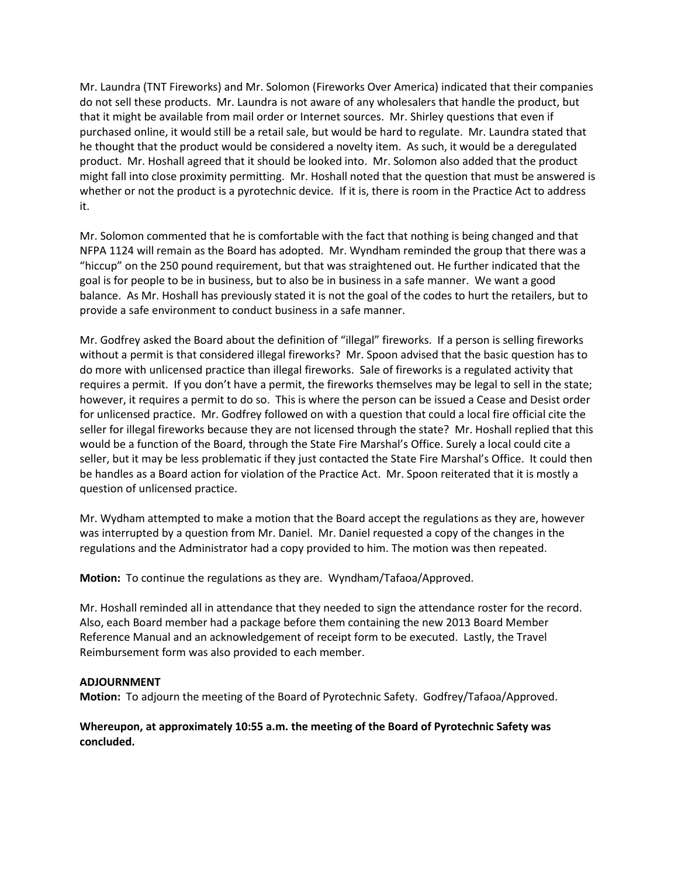Mr. Laundra (TNT Fireworks) and Mr. Solomon (Fireworks Over America) indicated that their companies do not sell these products. Mr. Laundra is not aware of any wholesalers that handle the product, but that it might be available from mail order or Internet sources. Mr. Shirley questions that even if purchased online, it would still be a retail sale, but would be hard to regulate. Mr. Laundra stated that he thought that the product would be considered a novelty item. As such, it would be a deregulated product. Mr. Hoshall agreed that it should be looked into. Mr. Solomon also added that the product might fall into close proximity permitting. Mr. Hoshall noted that the question that must be answered is whether or not the product is a pyrotechnic device. If it is, there is room in the Practice Act to address it.

Mr. Solomon commented that he is comfortable with the fact that nothing is being changed and that NFPA 1124 will remain as the Board has adopted. Mr. Wyndham reminded the group that there was a "hiccup" on the 250 pound requirement, but that was straightened out. He further indicated that the goal is for people to be in business, but to also be in business in a safe manner. We want a good balance. As Mr. Hoshall has previously stated it is not the goal of the codes to hurt the retailers, but to provide a safe environment to conduct business in a safe manner.

Mr. Godfrey asked the Board about the definition of "illegal" fireworks. If a person is selling fireworks without a permit is that considered illegal fireworks? Mr. Spoon advised that the basic question has to do more with unlicensed practice than illegal fireworks. Sale of fireworks is a regulated activity that requires a permit. If you don't have a permit, the fireworks themselves may be legal to sell in the state; however, it requires a permit to do so. This is where the person can be issued a Cease and Desist order for unlicensed practice. Mr. Godfrey followed on with a question that could a local fire official cite the seller for illegal fireworks because they are not licensed through the state? Mr. Hoshall replied that this would be a function of the Board, through the State Fire Marshal's Office. Surely a local could cite a seller, but it may be less problematic if they just contacted the State Fire Marshal's Office. It could then be handles as a Board action for violation of the Practice Act. Mr. Spoon reiterated that it is mostly a question of unlicensed practice.

Mr. Wydham attempted to make a motion that the Board accept the regulations as they are, however was interrupted by a question from Mr. Daniel. Mr. Daniel requested a copy of the changes in the regulations and the Administrator had a copy provided to him. The motion was then repeated.

**Motion:** To continue the regulations as they are. Wyndham/Tafaoa/Approved.

Mr. Hoshall reminded all in attendance that they needed to sign the attendance roster for the record. Also, each Board member had a package before them containing the new 2013 Board Member Reference Manual and an acknowledgement of receipt form to be executed. Lastly, the Travel Reimbursement form was also provided to each member.

**ADJOURNMENT**

**Motion:** To adjourn the meeting of the Board of Pyrotechnic Safety. Godfrey/Tafaoa/Approved.

**Whereupon, at approximately 10:55 a.m. the meeting of the Board of Pyrotechnic Safety was concluded.**